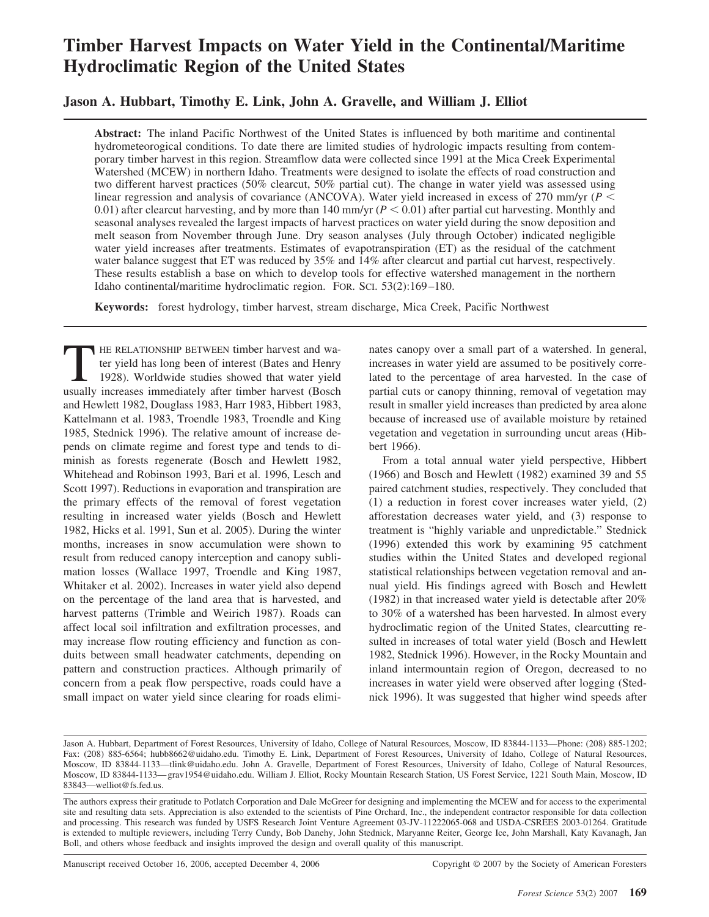# Timber Harvest Impacts on Water Yield in the Continental/Maritime Hydroclimatic Region of the United States

**Jason A. Hubbart, Timothy E. Link, John A. Gravelle, and William J. Elliot**

**Abstract:** The inland Pacific Northwest of the United States is influenced by both maritime and continental hydrometeorological conditions. To date there are limited studies of hydrologic impacts resulting from contemporary timber harvest in this region. Streamflow data were collected since 1991 at the Mica Creek Experimental Watershed (MCEW) in northern Idaho. Treatments were designed to isolate the effects of road construction and two different harvest practices (50% clearcut, 50% partial cut). The change in water yield was assessed using linear regression and analysis of covariance (ANCOVA). Water yield increased in excess of 270 mm/yr ($P < 0.01$) after clearcut harvesting, and by more than 140 mm/yr ($P < 0.01$) after partial cut harvesting. Monthly and seasonal analyses revealed the largest impacts of harvest practices on water yield during the snow deposition and melt season from November through June. Dry season analyses (July through October) indicated negligible water yield increases after treatments. Estimates of evapotranspiration (ET) as the residual of the catchment water balance suggest that ET was reduced by 35% and 14% after clearcut and partial cut harvest, respectively. These results establish a base on which to develop tools for effective watershed management in the northern Idaho continental/maritime hydroclimatic region. FOR. SCI. 53(2):169–180.

**Keywords:** forest hydrology, timber harvest, stream discharge, Mica Creek, Pacific Northwest

The relationship between timber harvest and water yield has long been of interest (Bates and Henry 1928). Worldwide studies showed that water yield usually increases immediately after timber harvest (Bosch and Hewlett 1982, Douglass 1983, Harr 1983, Hibbert 1983, Kattelmann et al. 1983, Troendle 1983, Troendle and King 1985, Stednick 1996). The relative amount of increase depends on climate regime and forest type and tends to diminish as forests regenerate (Bosch and Hewlett 1982, Whitehead and Robinson 1993, Bari et al. 1996, Lesch and Scott 1997). Reductions in evaporation and transpiration are the primary effects of the removal of forest vegetation resulting in increased water yields (Bosch and Hewlett 1982, Hicks et al. 1991, Sun et al. 2005). During the winter months, increases in snow accumulation were shown to result from reduced canopy interception and canopy sublimation losses (Wallace 1997, Troendle and King 1987, Whitaker et al. 2002). Increases in water yield also depend on the percentage of the land area that is harvested, and harvest patterns (Trimble and Weirich 1987). Roads can affect local soil infiltration and exfiltration processes, and may increase flow routing efficiency and function as conduits between small headwater catchments, depending on pattern and construction practices. Although primarily of concern from a peak flow perspective, roads could have a small impact on water yield since clearing for roads eliminates canopy over a small part of a watershed. In general, increases in water yield are assumed to be positively correlated to the percentage of area harvested. In the case of partial cuts or canopy thinning, removal of vegetation may result in smaller yield increases than predicted by area alone because of increased use of available moisture by retained vegetation and vegetation in surrounding uncut areas (Hibbert 1966).

From a total annual water yield perspective, Hibbert (1966) and Bosch and Hewlett (1982) examined 39 and 55 paired catchment studies, respectively. They concluded that (1) a reduction in forest cover increases water yield, (2) afforestation decreases water yield, and (3) response to treatment is "highly variable and unpredictable." Stednick (1996) extended this work by examining 95 catchment studies within the United States and developed regional statistical relationships between vegetation removal and annual yield. His findings agreed with Bosch and Hewlett (1982) in that increased water yield is detectable after 20% to 30% of a watershed has been harvested. In almost every hydroclimatic region of the United States, clearcutting resulted in increases of total water yield (Bosch and Hewlett 1982, Stednick 1996). However, in the Rocky Mountain and inland intermountain region of Oregon, decreased to no increases in water yield were observed after logging (Stednick 1996). It was suggested that higher wind speeds after

Jason A. Hubbart, Department of Forest Resources, University of Idaho, College of Natural Resources, Moscow, ID 83844-1133—Phone: (208) 885-1202; Fax: (208) 885-6564; hubb8662@uidaho.edu. Timothy E. Link, Department of Forest Resources, University of Idaho, College of Natural Resources, Moscow, ID 83844-1133—tlink@uidaho.edu. John A. Gravelle, Department of Forest Resources, University of Idaho, College of Natural Resources, Moscow, ID 83844-1133—grav1954@uidaho.edu. William J. Elliot, Rocky Mountain Research Station, US Forest Service, 1221 South Main, Moscow, ID 83843—welliot@fs.fed.us.

The authors express their gratitude to Potlatch Corporation and Dale McGreer for designing and implementing the MCEW and for access to the experimental site and resulting data sets. Appreciation is also extended to the scientists of Pine Orchard, Inc., the independent contractor responsible for data collection and processing. This research was funded by USFS Research Joint Venture Agreement 03-JV-11222065-068 and USDA-CSREES 2003-01264. Gratitude is extended to multiple reviewers, including Terry Cundy, Bob Danehy, John Stednick, Maryanne Reiter, George Ice, John Marshall, Katy Kavanagh, Jan Boll, and others whose feedback and insights improved the design and overall quality of this manuscript.

Manuscript received October 16, 2006, accepted December 4, 2006

Copyright © 2007 by the Society of American Foresters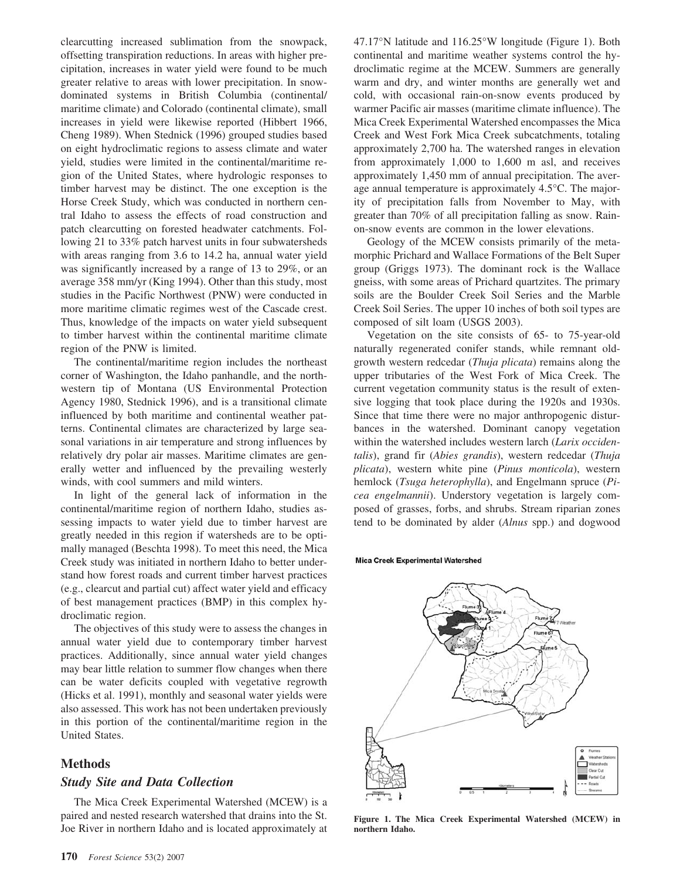clearcutting increased sublimation from the snowpack, offsetting transpiration reductions. In areas with higher precipitation, increases in water yield were found to be much greater relative to areas with lower precipitation. In snow-dominated systems in British Columbia (continental/maritime climate) and Colorado (continental climate), small increases in yield were likewise reported (Hibbert 1966, Cheng 1989). When Stednick (1996) grouped studies based on eight hydroclimatic regions to assess climate and water yield, studies were limited in the continental/maritime region of the United States, where hydrologic responses to timber harvest may be distinct. The one exception is the Horse Creek Study, which was conducted in northern central Idaho to assess the effects of road construction and patch clearcutting on forested headwater catchments. Following 21 to 33% patch harvest units in four subwatersheds with areas ranging from 3.6 to 14.2 ha, annual water yield was significantly increased by a range of 13 to 29%, or an average 358 mm/yr (King 1994). Other than this study, most studies in the Pacific Northwest (PNW) were conducted in more maritime climatic regimes west of the Cascade crest. Thus, knowledge of the impacts on water yield subsequent to timber harvest within the continental maritime climate region of the PNW is limited.

The continental/maritime region includes the northeast corner of Washington, the Idaho panhandle, and the northwestern tip of Montana (US Environmental Protection Agency 1980, Stednick 1996), and is a transitional climate influenced by both maritime and continental weather patterns. Continental climates are characterized by large seasonal variations in air temperature and strong influences by relatively dry polar air masses. Maritime climates are generally wetter and influenced by the prevailing westerly winds, with cool summers and mild winters.

In light of the general lack of information in the continental/maritime region of northern Idaho, studies assessing impacts to water yield due to timber harvest are greatly needed in this region if watersheds are to be optimally managed (Beschta 1998). To meet this need, the Mica Creek study was initiated in northern Idaho to better understand how forest roads and current timber harvest practices (e.g., clearcut and partial cut) affect water yield and efficacy of best management practices (BMP) in this complex hydroclimatic region.

The objectives of this study were to assess the changes in annual water yield due to contemporary timber harvest practices. Additionally, since annual water yield changes may bear little relation to summer flow changes when there can be water deficits coupled with vegetative regrowth (Hicks et al. 1991), monthly and seasonal water yields were also assessed. This work has not been undertaken previously in this portion of the continental/maritime region in the United States.

## Methods

### *Study Site and Data Collection*

The Mica Creek Experimental Watershed (MCEW) is a paired and nested research watershed that drains into the St. Joe River in northern Idaho and is located approximately at 47.17°N latitude and 116.25°W longitude (Figure 1). Both continental and maritime weather systems control the hydroclimatic regime at the MCEW. Summers are generally warm and dry, and winter months are generally wet and cold, with occasional rain-on-snow events produced by warmer Pacific air masses (maritime climate influence). The Mica Creek Experimental Watershed encompasses the Mica Creek and West Fork Mica Creek subcatchments, totaling approximately 2,700 ha. The watershed ranges in elevation from approximately 1,000 to 1,600 m asl, and receives approximately 1,450 mm of annual precipitation. The average annual temperature is approximately 4.5°C. The majority of precipitation falls from November to May, with greater than 70% of all precipitation falling as snow. Rain-on-snow events are common in the lower elevations.

Geology of the MCEW consists primarily of the metamorphic Prichard and Wallace Formations of the Belt Super group (Griggs 1973). The dominant rock is the Wallace gneiss, with some areas of Prichard quartzites. The primary soils are the Boulder Creek Soil Series and the Marble Creek Soil Series. The upper 10 inches of both soil types are composed of silt loam (USGS 2003).

Vegetation on the site consists of 65- to 75-year-old naturally regenerated conifer stands, while remnant old-growth western redcedar (*Thuja plicata*) remains along the upper tributaries of the West Fork of Mica Creek. The current vegetation community status is the result of extensive logging that took place during the 1920s and 1930s. Since that time there were no major anthropogenic disturbances in the watershed. Dominant canopy vegetation within the watershed includes western larch (*Larix occidentalis*), grand fir (*Abies grandis*), western redcedar (*Thuja plicata*), western white pine (*Pinus monticola*), western hemlock (*Tsuga heterophylla*), and Engelmann spruce (*Picea engelmannii*). Understory vegetation is largely composed of grasses, forbs, and shrubs. Stream riparian zones tend to be dominated by alder (*Alnus* spp.) and dogwood

**Figure 1. The Mica Creek Experimental Watershed (MCEW) in northern Idaho.**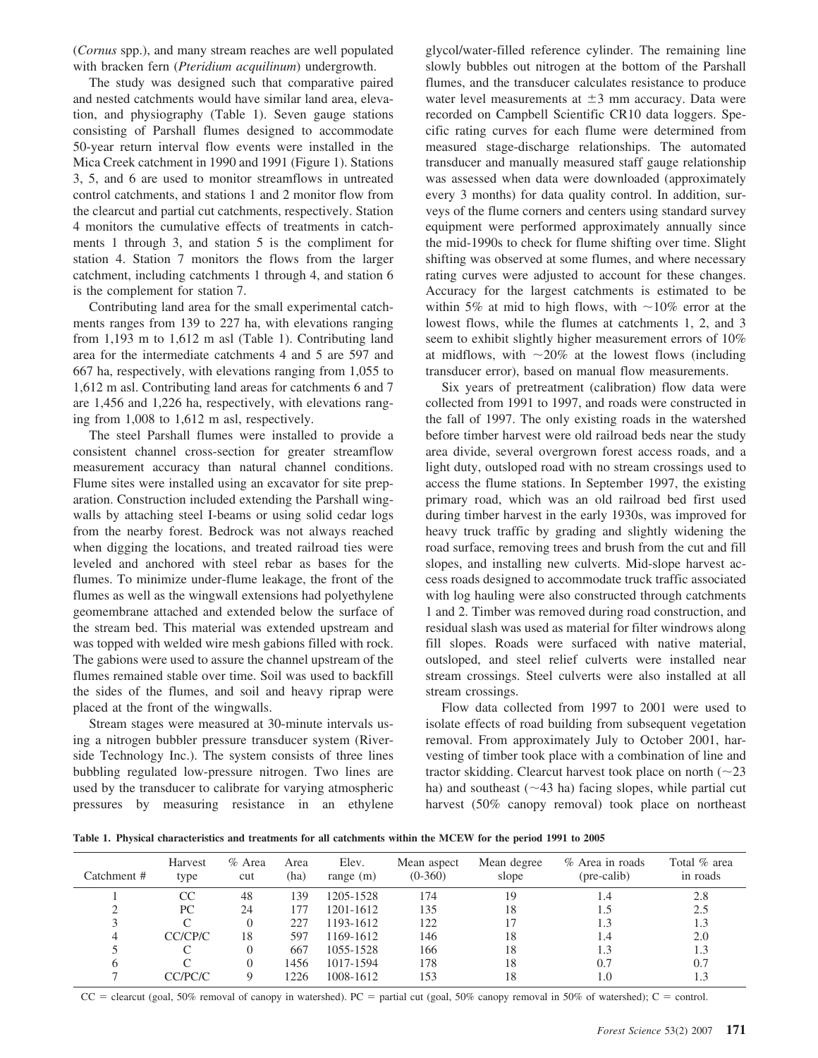(*Cornus* spp.), and many stream reaches are well populated with bracken fern (*Pteridium acquilinum*) undergrowth.

The study was designed such that comparative paired and nested catchments would have similar land area, elevation, and physiography (Table 1). Seven gauge stations consisting of Parshall flumes designed to accommodate 50-year return interval flow events were installed in the Mica Creek catchment in 1990 and 1991 (Figure 1). Stations 3, 5, and 6 are used to monitor streamflows in untreated control catchments, and stations 1 and 2 monitor flow from the clearcut and partial cut catchments, respectively. Station 4 monitors the cumulative effects of treatments in catchments 1 through 3, and station 5 is the compliment for station 4. Station 7 monitors the flows from the larger catchment, including catchments 1 through 4, and station 6 is the complement for station 7.

Contributing land area for the small experimental catchments ranges from 139 to 227 ha, with elevations ranging from 1,193 m to 1,612 m asl (Table 1). Contributing land area for the intermediate catchments 4 and 5 are 597 and 667 ha, respectively, with elevations ranging from 1,055 to 1,612 m asl. Contributing land areas for catchments 6 and 7 are 1,456 and 1,226 ha, respectively, with elevations ranging from 1,008 to 1,612 m asl, respectively.

The steel Parshall flumes were installed to provide a consistent channel cross-section for greater streamflow measurement accuracy than natural channel conditions. Flume sites were installed using an excavator for site preparation. Construction included extending the Parshall wingwalls by attaching steel I-beams or using solid cedar logs from the nearby forest. Bedrock was not always reached when digging the locations, and treated railroad ties were leveled and anchored with steel rebar as bases for the flumes. To minimize under-flume leakage, the front of the flumes as well as the wingwall extensions had polyethylene geomembrane attached and extended below the surface of the stream bed. This material was extended upstream and was topped with welded wire mesh gabions filled with rock. The gabions were used to assure the channel upstream of the flumes remained stable over time. Soil was used to backfill the sides of the flumes, and soil and heavy riprap were placed at the front of the wingwalls.

Stream stages were measured at 30-minute intervals using a nitrogen bubbler pressure transducer system (Riverside Technology Inc.). The system consists of three lines bubbling regulated low-pressure nitrogen. Two lines are used by the transducer to calibrate for varying atmospheric pressures by measuring resistance in an ethylene glycol/water-filled reference cylinder. The remaining line slowly bubbles out nitrogen at the bottom of the Parshall flumes, and the transducer calculates resistance to produce water level measurements at $\pm 3$ mm accuracy. Data were recorded on Campbell Scientific CR10 data loggers. Specific rating curves for each flume were determined from measured stage-discharge relationships. The automated transducer and manually measured staff gauge relationship was assessed when data were downloaded (approximately every 3 months) for data quality control. In addition, surveys of the flume corners and centers using standard survey equipment were performed approximately annually since the mid-1990s to check for flume shifting over time. Slight shifting was observed at some flumes, and where necessary rating curves were adjusted to account for these changes. Accuracy for the largest catchments is estimated to be within 5% at mid to high flows, with ~10% error at the lowest flows, while the flumes at catchments 1, 2, and 3 seem to exhibit slightly higher measurement errors of 10% at midflows, with ~20% at the lowest flows (including transducer error), based on manual flow measurements.

Six years of pretreatment (calibration) flow data were collected from 1991 to 1997, and roads were constructed in the fall of 1997. The only existing roads in the watershed before timber harvest were old railroad beds near the study area divide, several overgrown forest access roads, and a light duty, outsloped road with no stream crossings used to access the flume stations. In September 1997, the existing primary road, which was an old railroad bed first used during timber harvest in the early 1930s, was improved for heavy truck traffic by grading and slightly widening the road surface, removing trees and brush from the cut and fill slopes, and installing new culverts. Mid-slope harvest access roads designed to accommodate truck traffic associated with log hauling were also constructed through catchments 1 and 2. Timber was removed during road construction, and residual slash was used as material for filter windrows along fill slopes. Roads were surfaced with native material, outsloped, and steel relief culverts were installed near stream crossings. Steel culverts were also installed at all stream crossings.

Flow data collected from 1997 to 2001 were used to isolate effects of road building from subsequent vegetation removal. From approximately July to October 2001, harvesting of timber took place with a combination of line and tractor skidding. Clearcut harvest took place on north (~23 ha) and southeast (~43 ha) facing slopes, while partial cut harvest (50% canopy removal) took place on northeast

**Table 1. Physical characteristics and treatments for all catchments within the MCEW for the period 1991 to 2005**

| Catchment # | Harvest type | % Area cut | Area (ha) | Elev. range (m) | Mean aspect (0-360) | Mean degree slope | % Area in roads (pre-calib) | Total % area in roads |
|---|---|---|---|---|---|---|---|---|
| 1 | CC | 48 | 139 | 1205-1528 | 174 | 19 | 1.4 | 2.8 |
| 2 | PC | 24 | 177 | 1201-1612 | 135 | 18 | 1.5 | 2.5 |
| 3 | C | 0 | 227 | 1193-1612 | 122 | 17 | 1.3 | 1.3 |
| 4 | CC/CP/C | 18 | 597 | 1169-1612 | 146 | 18 | 1.4 | 2.0 |
| 5 | C | 0 | 667 | 1055-1528 | 166 | 18 | 1.3 | 1.3 |
| 6 | C | 0 | 1456 | 1017-1594 | 178 | 18 | 0.7 | 0.7 |
| 7 | CC/PC/C | 9 | 1226 | 1008-1612 | 153 | 18 | 1.0 | 1.3 |

CC = clearcut (goal, 50% removal of canopy in watershed). PC = partial cut (goal, 50% canopy removal in 50% of watershed); C = control.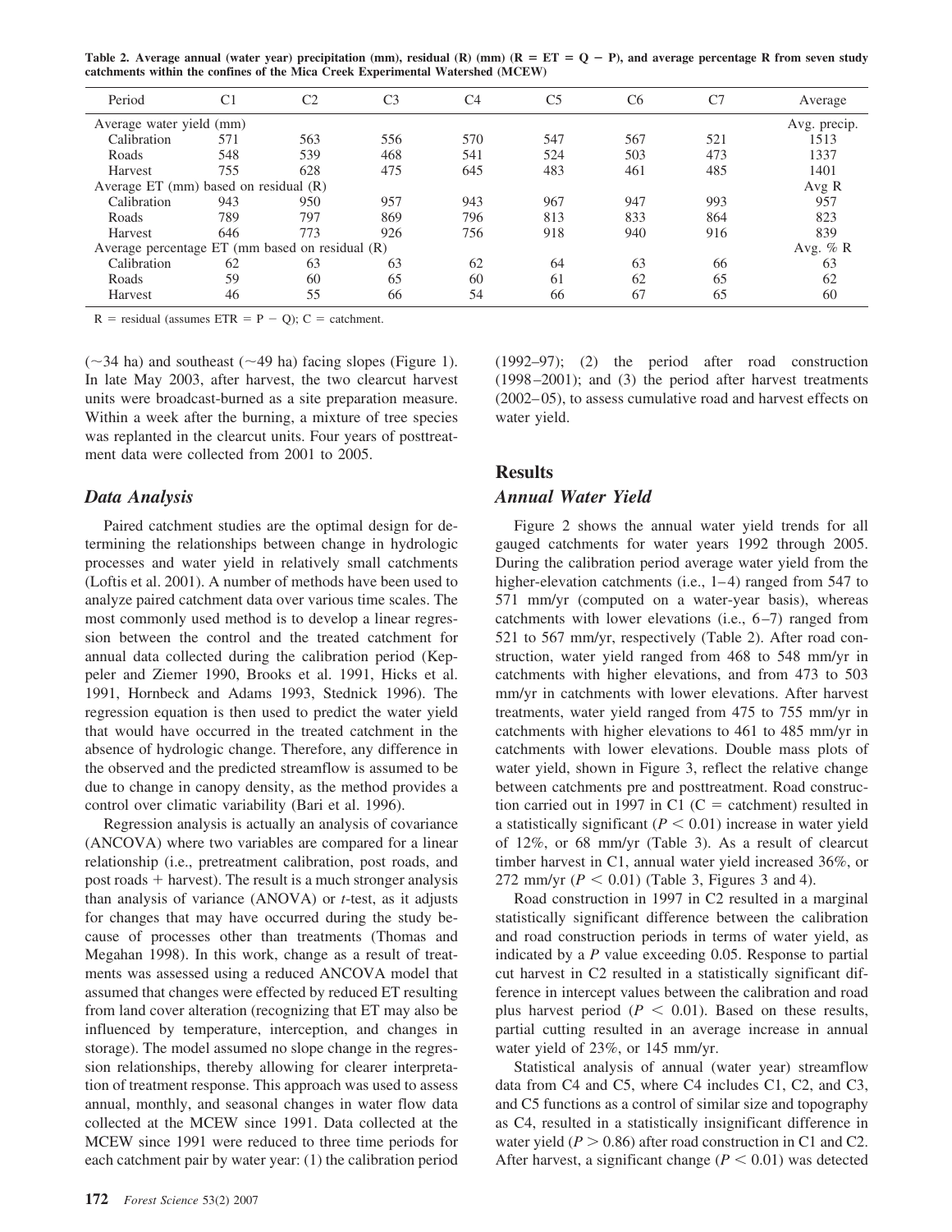**Table 2. Average annual (water year) precipitation (mm), residual (R) (mm) (R = ET = Q − P), and average percentage R from seven study catchments within the confines of the Mica Creek Experimental Watershed (MCEW)**

| Period | C1 | C2 | C3 | C4 | C5 | C6 | C7 | Average |
|---|---|---|---|---|---|---|---|---|
| Average water yield (mm) | | | | | | | | Avg. precip. |
| Calibration | 571 | 563 | 556 | 570 | 547 | 567 | 521 | 1513 |
| Roads | 548 | 539 | 468 | 541 | 524 | 503 | 473 | 1337 |
| Harvest | 755 | 628 | 475 | 645 | 483 | 461 | 485 | 1401 |
| Average ET (mm) based on residual (R) | | | | | | | | Avg R |
| Calibration | 943 | 950 | 957 | 943 | 967 | 947 | 993 | 957 |
| Roads | 789 | 797 | 869 | 796 | 813 | 833 | 864 | 823 |
| Harvest | 646 | 773 | 926 | 756 | 918 | 940 | 916 | 839 |
| Average percentage ET (mm based on residual (R) | | | | | | | | Avg. % R |
| Calibration | 62 | 63 | 63 | 62 | 64 | 63 | 66 | 63 |
| Roads | 59 | 60 | 65 | 60 | 61 | 62 | 65 | 62 |
| Harvest | 46 | 55 | 66 | 54 | 66 | 67 | 65 | 60 |

R = residual (assumes ETR = P − Q); C = catchment.

(~34 ha) and southeast (~49 ha) facing slopes (Figure 1). In late May 2003, after harvest, the two clearcut harvest units were broadcast-burned as a site preparation measure. Within a week after the burning, a mixture of tree species was replanted in the clearcut units. Four years of posttreatment data were collected from 2001 to 2005.

### *Data Analysis*

Paired catchment studies are the optimal design for determining the relationships between change in hydrologic processes and water yield in relatively small catchments (Loftis et al. 2001). A number of methods have been used to analyze paired catchment data over various time scales. The most commonly used method is to develop a linear regression between the control and the treated catchment for annual data collected during the calibration period (Keppeler and Ziemer 1990, Brooks et al. 1991, Hicks et al. 1991, Hornbeck and Adams 1993, Stednick 1996). The regression equation is then used to predict the water yield that would have occurred in the treated catchment in the absence of hydrologic change. Therefore, any difference in the observed and the predicted streamflow is assumed to be due to change in canopy density, as the method provides a control over climatic variability (Bari et al. 1996).

Regression analysis is actually an analysis of covariance (ANCOVA) where two variables are compared for a linear relationship (i.e., pretreatment calibration, post roads, and post roads + harvest). The result is a much stronger analysis than analysis of variance (ANOVA) or *t*-test, as it adjusts for changes that may have occurred during the study because of processes other than treatments (Thomas and Megahan 1998). In this work, change as a result of treatments was assessed using a reduced ANCOVA model that assumed that changes were effected by reduced ET resulting from land cover alteration (recognizing that ET may also be influenced by temperature, interception, and changes in storage). The model assumed no slope change in the regression relationships, thereby allowing for clearer interpretation of treatment response. This approach was used to assess annual, monthly, and seasonal changes in water flow data collected at the MCEW since 1991. Data collected at the MCEW since 1991 were reduced to three time periods for each catchment pair by water year: (1) the calibration period (1992–97); (2) the period after road construction (1998–2001); and (3) the period after harvest treatments (2002–05), to assess cumulative road and harvest effects on water yield.

## Results

### *Annual Water Yield*

Figure 2 shows the annual water yield trends for all gauged catchments for water years 1992 through 2005. During the calibration period average water yield from the higher-elevation catchments (i.e., 1–4) ranged from 547 to 571 mm/yr (computed on a water-year basis), whereas catchments with lower elevations (i.e., 6–7) ranged from 521 to 567 mm/yr, respectively (Table 2). After road construction, water yield ranged from 468 to 548 mm/yr in catchments with higher elevations, and from 473 to 503 mm/yr in catchments with lower elevations. After harvest treatments, water yield ranged from 475 to 755 mm/yr in catchments with higher elevations to 461 to 485 mm/yr in catchments with lower elevations. Double mass plots of water yield, shown in Figure 3, reflect the relative change between catchments pre and posttreatment. Road construction carried out in 1997 in C1 (C = catchment) resulted in a statistically significant ($P < 0.01$) increase in water yield of 12%, or 68 mm/yr (Table 3). As a result of clearcut timber harvest in C1, annual water yield increased 36%, or 272 mm/yr ($P < 0.01$) (Table 3, Figures 3 and 4).

Road construction in 1997 in C2 resulted in a marginal statistically significant difference between the calibration and road construction periods in terms of water yield, as indicated by a $P$ value exceeding 0.05. Response to partial cut harvest in C2 resulted in a statistically significant difference in intercept values between the calibration and road plus harvest period ($P < 0.01$). Based on these results, partial cutting resulted in an average increase in annual water yield of 23%, or 145 mm/yr.

Statistical analysis of annual (water year) streamflow data from C4 and C5, where C4 includes C1, C2, and C3, and C5 functions as a control of similar size and topography as C4, resulted in a statistically insignificant difference in water yield ($P > 0.86$) after road construction in C1 and C2. After harvest, a significant change ($P < 0.01$) was detected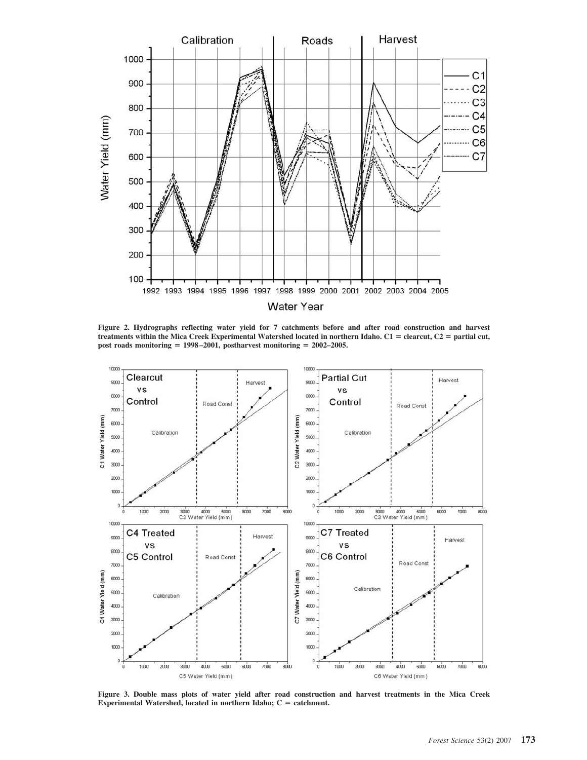Figure 2. Hydrographs reflecting water yield for 7 catchments before and after road construction and harvest treatments within the Mica Creek Experimental Watershed located in northern Idaho. C1 = clearcut, C2 = partial cut, post roads monitoring = 1998–2001, postharvest monitoring = 2002–2005.

Figure 3. Double mass plots of water yield after road construction and harvest treatments in the Mica Creek Experimental Watershed, located in northern Idaho; C = catchment.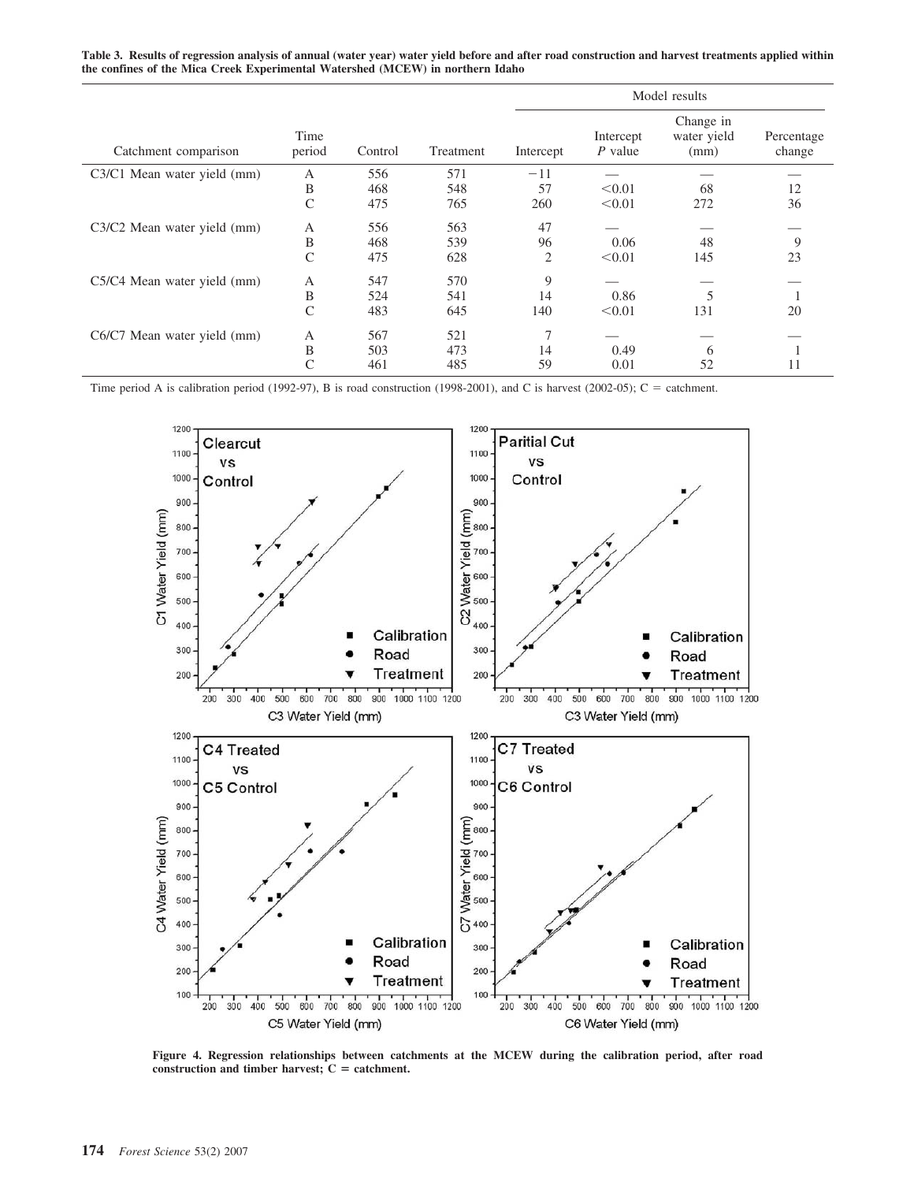**Table 3. Results of regression analysis of annual (water year) water yield before and after road construction and harvest treatments applied within the confines of the Mica Creek Experimental Watershed (MCEW) in northern Idaho**

| Catchment comparison | Time period | Control | Treatment | Model results | | | |
|---|---|---|---|---|---|---|---|
| | | | | Intercept | Intercept *P* value | Change in water yield (mm) | Percentage change |
| C3/C1 Mean water yield (mm) | A | 556 | 571 | −11 | — | — | — |
| | B | 468 | 548 | 57 | <0.01 | 68 | 12 |
| | C | 475 | 765 | 260 | <0.01 | 272 | 36 |
| C3/C2 Mean water yield (mm) | A | 556 | 563 | 47 | — | — | — |
| | B | 468 | 539 | 96 | 0.06 | 48 | 9 |
| | C | 475 | 628 | 2 | <0.01 | 145 | 23 |
| C5/C4 Mean water yield (mm) | A | 547 | 570 | 9 | — | — | — |
| | B | 524 | 541 | 14 | 0.86 | 5 | 1 |
| | C | 483 | 645 | 140 | <0.01 | 131 | 20 |
| C6/C7 Mean water yield (mm) | A | 567 | 521 | 7 | — | — | — |
| | B | 503 | 473 | 14 | 0.49 | 6 | 1 |
| | C | 461 | 485 | 59 | 0.01 | 52 | 11 |

Time period A is calibration period (1992-97), B is road construction (1998-2001), and C is harvest (2002-05); C = catchment.

**Figure 4. Regression relationships between catchments at the MCEW during the calibration period, after road construction and timber harvest; C = catchment.**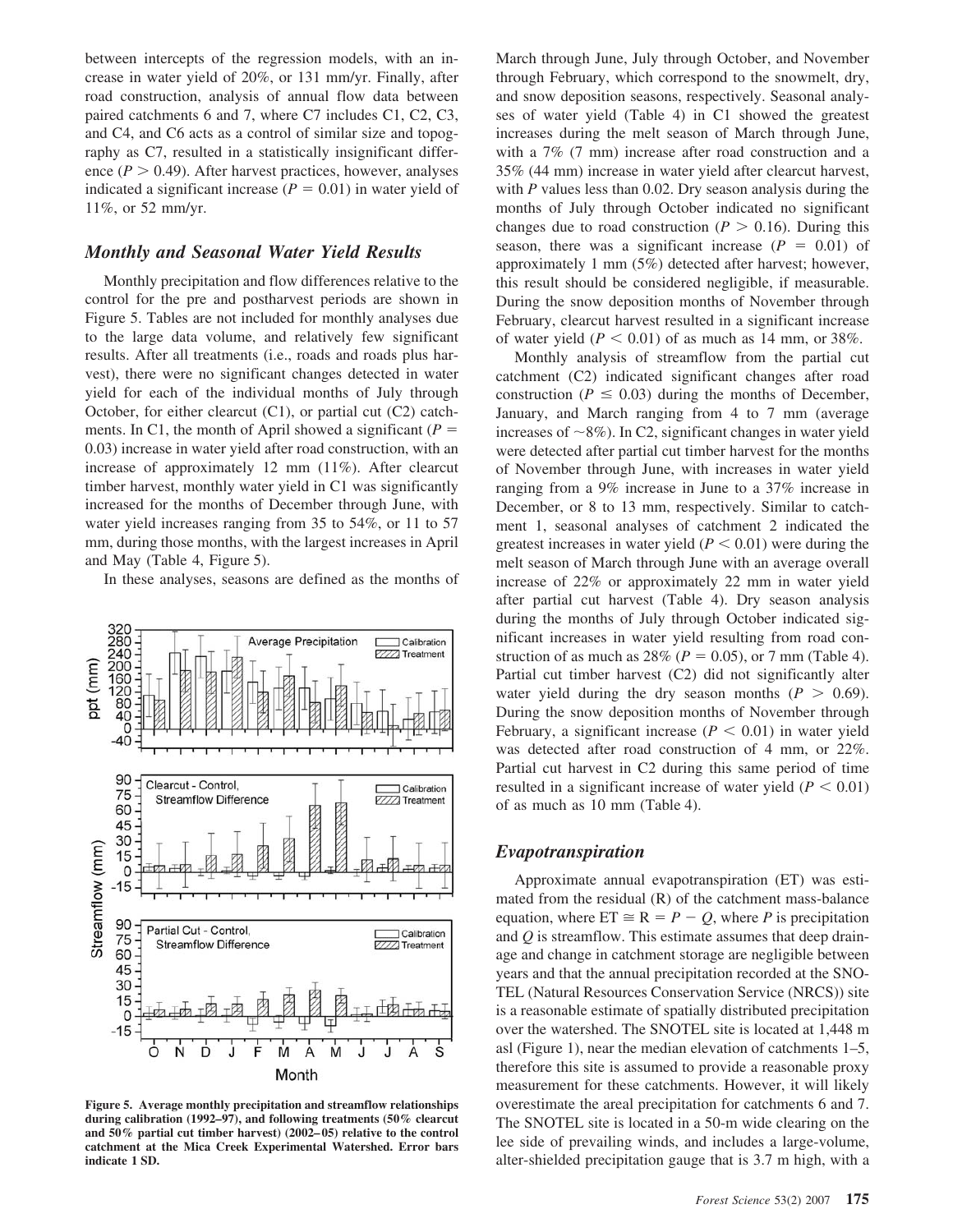between intercepts of the regression models, with an increase in water yield of 20%, or 131 mm/yr. Finally, after road construction, analysis of annual flow data between paired catchments 6 and 7, where C7 includes C1, C2, C3, and C4, and C6 acts as a control of similar size and topography as C7, resulted in a statistically insignificant difference ($P > 0.49$). After harvest practices, however, analyses indicated a significant increase ($P = 0.01$) in water yield of 11%, or 52 mm/yr.

## Monthly and Seasonal Water Yield Results

Monthly precipitation and flow differences relative to the control for the pre and postharvest periods are shown in Figure 5. Tables are not included for monthly analyses due to the large data volume, and relatively few significant results. After all treatments (i.e., roads and roads plus harvest), there were no significant changes detected in water yield for each of the individual months of July through October, for either clearcut (C1), or partial cut (C2) catchments. In C1, the month of April showed a significant ($P = 0.03$) increase in water yield after road construction, with an increase of approximately 12 mm (11%). After clearcut timber harvest, monthly water yield in C1 was significantly increased for the months of December through June, with water yield increases ranging from 35 to 54%, or 11 to 57 mm, during those months, with the largest increases in April and May (Table 4, Figure 5).

In these analyses, seasons are defined as the months of March through June, July through October, and November through February, which correspond to the snowmelt, dry, and snow deposition seasons, respectively. Seasonal analyses of water yield (Table 4) in C1 showed the greatest increases during the melt season of March through June, with a 7% (7 mm) increase after road construction and a 35% (44 mm) increase in water yield after clearcut harvest, with $P$ values less than 0.02. Dry season analysis during the months of July through October indicated no significant changes due to road construction ($P > 0.16$). During this season, there was a significant increase ($P = 0.01$) of approximately 1 mm (5%) detected after harvest; however, this result should be considered negligible, if measurable. During the snow deposition months of November through February, clearcut harvest resulted in a significant increase of water yield ($P < 0.01$) of as much as 14 mm, or 38%.

Monthly analysis of streamflow from the partial cut catchment (C2) indicated significant changes after road construction ($P \leq 0.03$) during the months of December, January, and March ranging from 4 to 7 mm (average increases of ~8%). In C2, significant changes in water yield were detected after partial cut timber harvest for the months of November through June, with increases in water yield ranging from a 9% increase in June to a 37% increase in December, or 8 to 13 mm, respectively. Similar to catchment 1, seasonal analyses of catchment 2 indicated the greatest increases in water yield ($P < 0.01$) were during the melt season of March through June with an average overall increase of 22% or approximately 22 mm in water yield after partial cut harvest (Table 4). Dry season analysis during the months of July through October indicated significant increases in water yield resulting from road construction of as much as 28% ($P = 0.05$), or 7 mm (Table 4). Partial cut timber harvest (C2) did not significantly alter water yield during the dry season months ($P > 0.69$). During the snow deposition months of November through February, a significant increase ($P < 0.01$) in water yield was detected after road construction of 4 mm, or 22%. Partial cut harvest in C2 during this same period of time resulted in a significant increase of water yield ($P < 0.01$) of as much as 10 mm (Table 4).

**Figure 5. Average monthly precipitation and streamflow relationships during calibration (1992–97), and following treatments (50% clearcut and 50% partial cut timber harvest) (2002–05) relative to the control catchment at the Mica Creek Experimental Watershed. Error bars indicate 1 SD.**

## Evapotranspiration

Approximate annual evapotranspiration (ET) was estimated from the residual (R) of the catchment mass-balance equation, where $ET \cong R = P - Q$, where $P$ is precipitation and $Q$ is streamflow. This estimate assumes that deep drainage and change in catchment storage are negligible between years and that the annual precipitation recorded at the SNOTEL (Natural Resources Conservation Service (NRCS)) site is a reasonable estimate of spatially distributed precipitation over the watershed. The SNOTEL site is located at 1,448 m asl (Figure 1), near the median elevation of catchments 1–5, therefore this site is assumed to provide a reasonable proxy measurement for these catchments. However, it will likely overestimate the areal precipitation for catchments 6 and 7. The SNOTEL site is located in a 50-m wide clearing on the lee side of prevailing winds, and includes a large-volume, alter-shielded precipitation gauge that is 3.7 m high, with a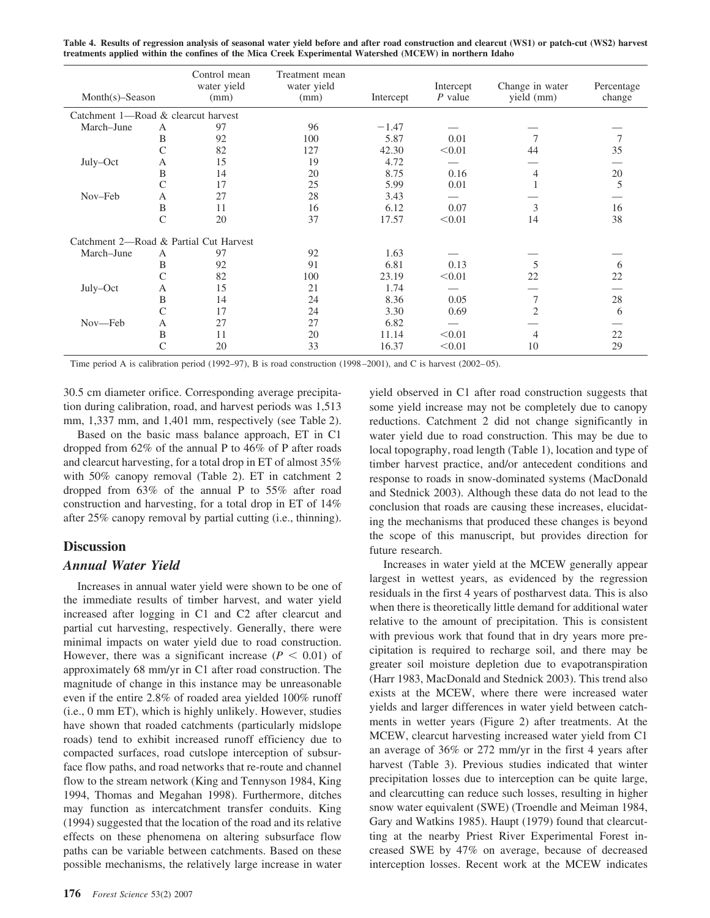**Table 4. Results of regression analysis of seasonal water yield before and after road construction and clearcut (WS1) or patch-cut (WS2) harvest treatments applied within the confines of the Mica Creek Experimental Watershed (MCEW) in northern Idaho**

| Month(s)–Season | | Control mean water yield (mm) | Treatment mean water yield (mm) | Intercept | Intercept $P$ value | Change in water yield (mm) | Percentage change |
|---|---|---|---|---|---|---|---|
| Catchment 1—Road & clearcut harvest | | | | | | | |
| March–June | A | 97 | 96 | −1.47 | — | — | — |
| | B | 92 | 100 | 5.87 | 0.01 | 7 | 7 |
| | C | 82 | 127 | 42.30 | <0.01 | 44 | 35 |
| July–Oct | A | 15 | 19 | 4.72 | — | — | — |
| | B | 14 | 20 | 8.75 | 0.16 | 4 | 20 |
| | C | 17 | 25 | 5.99 | 0.01 | 1 | 5 |
| Nov–Feb | A | 27 | 28 | 3.43 | — | — | — |
| | B | 11 | 16 | 6.12 | 0.07 | 3 | 16 |
| | C | 20 | 37 | 17.57 | <0.01 | 14 | 38 |
| Catchment 2—Road & Partial Cut Harvest | | | | | | | |
| March–June | A | 97 | 92 | 1.63 | — | — | — |
| | B | 92 | 91 | 6.81 | 0.13 | 5 | 6 |
| | C | 82 | 100 | 23.19 | <0.01 | 22 | 22 |
| July–Oct | A | 15 | 21 | 1.74 | — | — | — |
| | B | 14 | 24 | 8.36 | 0.05 | 7 | 28 |
| | C | 17 | 24 | 3.30 | 0.69 | 2 | 6 |
| Nov—Feb | A | 27 | 27 | 6.82 | — | — | — |
| | B | 11 | 20 | 11.14 | <0.01 | 4 | 22 |
| | C | 20 | 33 | 16.37 | <0.01 | 10 | 29 |

Time period A is calibration period (1992–97), B is road construction (1998–2001), and C is harvest (2002–05).

30.5 cm diameter orifice. Corresponding average precipitation during calibration, road, and harvest periods was 1,513 mm, 1,337 mm, and 1,401 mm, respectively (see Table 2).

Based on the basic mass balance approach, ET in C1 dropped from 62% of the annual P to 46% of P after roads and clearcut harvesting, for a total drop in ET of almost 35% with 50% canopy removal (Table 2). ET in catchment 2 dropped from 63% of the annual P to 55% after road construction and harvesting, for a total drop in ET of 14% after 25% canopy removal by partial cutting (i.e., thinning).

## Discussion

### *Annual Water Yield*

Increases in annual water yield were shown to be one of the immediate results of timber harvest, and water yield increased after logging in C1 and C2 after clearcut and partial cut harvesting, respectively. Generally, there were minimal impacts on water yield due to road construction. However, there was a significant increase ($P < 0.01$) of approximately 68 mm/yr in C1 after road construction. The magnitude of change in this instance may be unreasonable even if the entire 2.8% of roaded area yielded 100% runoff (i.e., 0 mm ET), which is highly unlikely. However, studies have shown that roaded catchments (particularly midslope roads) tend to exhibit increased runoff efficiency due to compacted surfaces, road cutslope interception of subsurface flow paths, and road networks that re-route and channel flow to the stream network (King and Tennyson 1984, King 1994, Thomas and Megahan 1998). Furthermore, ditches may function as intercatchment transfer conduits. King (1994) suggested that the location of the road and its relative effects on these phenomena on altering subsurface flow paths can be variable between catchments. Based on these possible mechanisms, the relatively large increase in water yield observed in C1 after road construction suggests that some yield increase may not be completely due to canopy reductions. Catchment 2 did not change significantly in water yield due to road construction. This may be due to local topography, road length (Table 1), location and type of timber harvest practice, and/or antecedent conditions and response to roads in snow-dominated systems (MacDonald and Stednick 2003). Although these data do not lead to the conclusion that roads are causing these increases, elucidating the mechanisms that produced these changes is beyond the scope of this manuscript, but provides direction for future research.

Increases in water yield at the MCEW generally appear largest in wettest years, as evidenced by the regression residuals in the first 4 years of postharvest data. This is also when there is theoretically little demand for additional water relative to the amount of precipitation. This is consistent with previous work that found that in dry years more precipitation is required to recharge soil, and there may be greater soil moisture depletion due to evapotranspiration (Harr 1983, MacDonald and Stednick 2003). This trend also exists at the MCEW, where there were increased water yields and larger differences in water yield between catchments in wetter years (Figure 2) after treatments. At the MCEW, clearcut harvesting increased water yield from C1 an average of 36% or 272 mm/yr in the first 4 years after harvest (Table 3). Previous studies indicated that winter precipitation losses due to interception can be quite large, and clearcutting can reduce such losses, resulting in higher snow water equivalent (SWE) (Troendle and Meiman 1984, Gary and Watkins 1985). Haupt (1979) found that clearcutting at the nearby Priest River Experimental Forest increased SWE by 47% on average, because of decreased interception losses. Recent work at the MCEW indicates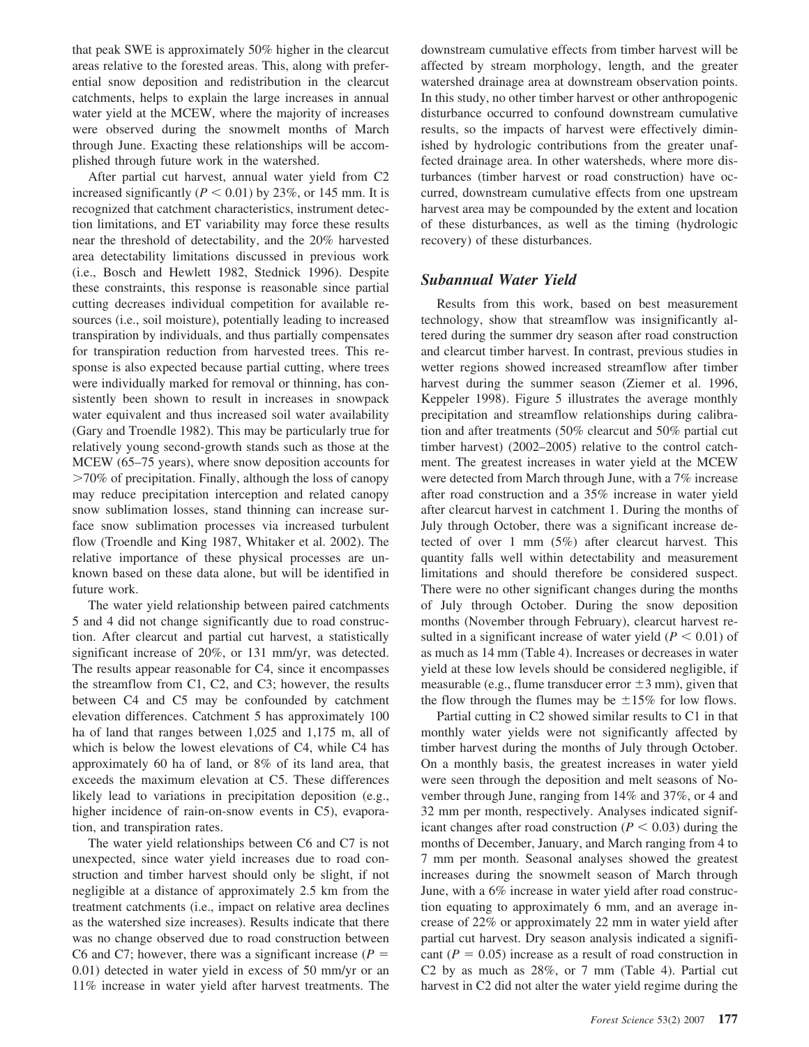that peak SWE is approximately 50% higher in the clearcut areas relative to the forested areas. This, along with preferential snow deposition and redistribution in the clearcut catchments, helps to explain the large increases in annual water yield at the MCEW, where the majority of increases were observed during the snowmelt months of March through June. Exacting these relationships will be accomplished through future work in the watershed.

After partial cut harvest, annual water yield from C2 increased significantly ($P < 0.01$) by 23%, or 145 mm. It is recognized that catchment characteristics, instrument detection limitations, and ET variability may force these results near the threshold of detectability, and the 20% harvested area detectability limitations discussed in previous work (i.e., Bosch and Hewlett 1982, Stednick 1996). Despite these constraints, this response is reasonable since partial cutting decreases individual competition for available resources (i.e., soil moisture), potentially leading to increased transpiration by individuals, and thus partially compensates for transpiration reduction from harvested trees. This response is also expected because partial cutting, where trees were individually marked for removal or thinning, has consistently been shown to result in increases in snowpack water equivalent and thus increased soil water availability (Gary and Troendle 1982). This may be particularly true for relatively young second-growth stands such as those at the MCEW (65–75 years), where snow deposition accounts for >70% of precipitation. Finally, although the loss of canopy may reduce precipitation interception and related canopy snow sublimation losses, stand thinning can increase surface snow sublimation processes via increased turbulent flow (Troendle and King 1987, Whitaker et al. 2002). The relative importance of these physical processes are unknown based on these data alone, but will be identified in future work.

The water yield relationship between paired catchments 5 and 4 did not change significantly due to road construction. After clearcut and partial cut harvest, a statistically significant increase of 20%, or 131 mm/yr, was detected. The results appear reasonable for C4, since it encompasses the streamflow from C1, C2, and C3; however, the results between C4 and C5 may be confounded by catchment elevation differences. Catchment 5 has approximately 100 ha of land that ranges between 1,025 and 1,175 m, all of which is below the lowest elevations of C4, while C4 has approximately 60 ha of land, or 8% of its land area, that exceeds the maximum elevation at C5. These differences likely lead to variations in precipitation deposition (e.g., higher incidence of rain-on-snow events in C5), evaporation, and transpiration rates.

The water yield relationships between C6 and C7 is not unexpected, since water yield increases due to road construction and timber harvest should only be slight, if not negligible at a distance of approximately 2.5 km from the treatment catchments (i.e., impact on relative area declines as the watershed size increases). Results indicate that there was no change observed due to road construction between C6 and C7; however, there was a significant increase ($P = 0.01$) detected in water yield in excess of 50 mm/yr or an 11% increase in water yield after harvest treatments. The downstream cumulative effects from timber harvest will be affected by stream morphology, length, and the greater watershed drainage area at downstream observation points. In this study, no other timber harvest or other anthropogenic disturbance occurred to confound downstream cumulative results, so the impacts of harvest were effectively diminished by hydrologic contributions from the greater unaffected drainage area. In other watersheds, where more disturbances (timber harvest or road construction) have occurred, downstream cumulative effects from one upstream harvest area may be compounded by the extent and location of these disturbances, as well as the timing (hydrologic recovery) of these disturbances.

## *Subannual Water Yield*

Results from this work, based on best measurement technology, show that streamflow was insignificantly altered during the summer dry season after road construction and clearcut timber harvest. In contrast, previous studies in wetter regions showed increased streamflow after timber harvest during the summer season (Ziemer et al. 1996, Keppeler 1998). Figure 5 illustrates the average monthly precipitation and streamflow relationships during calibration and after treatments (50% clearcut and 50% partial cut timber harvest) (2002–2005) relative to the control catchment. The greatest increases in water yield at the MCEW were detected from March through June, with a 7% increase after road construction and a 35% increase in water yield after clearcut harvest in catchment 1. During the months of July through October, there was a significant increase detected of over 1 mm (5%) after clearcut harvest. This quantity falls well within detectability and measurement limitations and should therefore be considered suspect. There were no other significant changes during the months of July through October. During the snow deposition months (November through February), clearcut harvest resulted in a significant increase of water yield ($P < 0.01$) of as much as 14 mm (Table 4). Increases or decreases in water yield at these low levels should be considered negligible, if measurable (e.g., flume transducer error $\pm 3$ mm), given that the flow through the flumes may be $\pm 15\%$ for low flows.

Partial cutting in C2 showed similar results to C1 in that monthly water yields were not significantly affected by timber harvest during the months of July through October. On a monthly basis, the greatest increases in water yield were seen through the deposition and melt seasons of November through June, ranging from 14% and 37%, or 4 and 32 mm per month, respectively. Analyses indicated significant changes after road construction ($P < 0.03$) during the months of December, January, and March ranging from 4 to 7 mm per month. Seasonal analyses showed the greatest increases during the snowmelt season of March through June, with a 6% increase in water yield after road construction equating to approximately 6 mm, and an average increase of 22% or approximately 22 mm in water yield after partial cut harvest. Dry season analysis indicated a significant ($P = 0.05$) increase as a result of road construction in C2 by as much as 28%, or 7 mm (Table 4). Partial cut harvest in C2 did not alter the water yield regime during the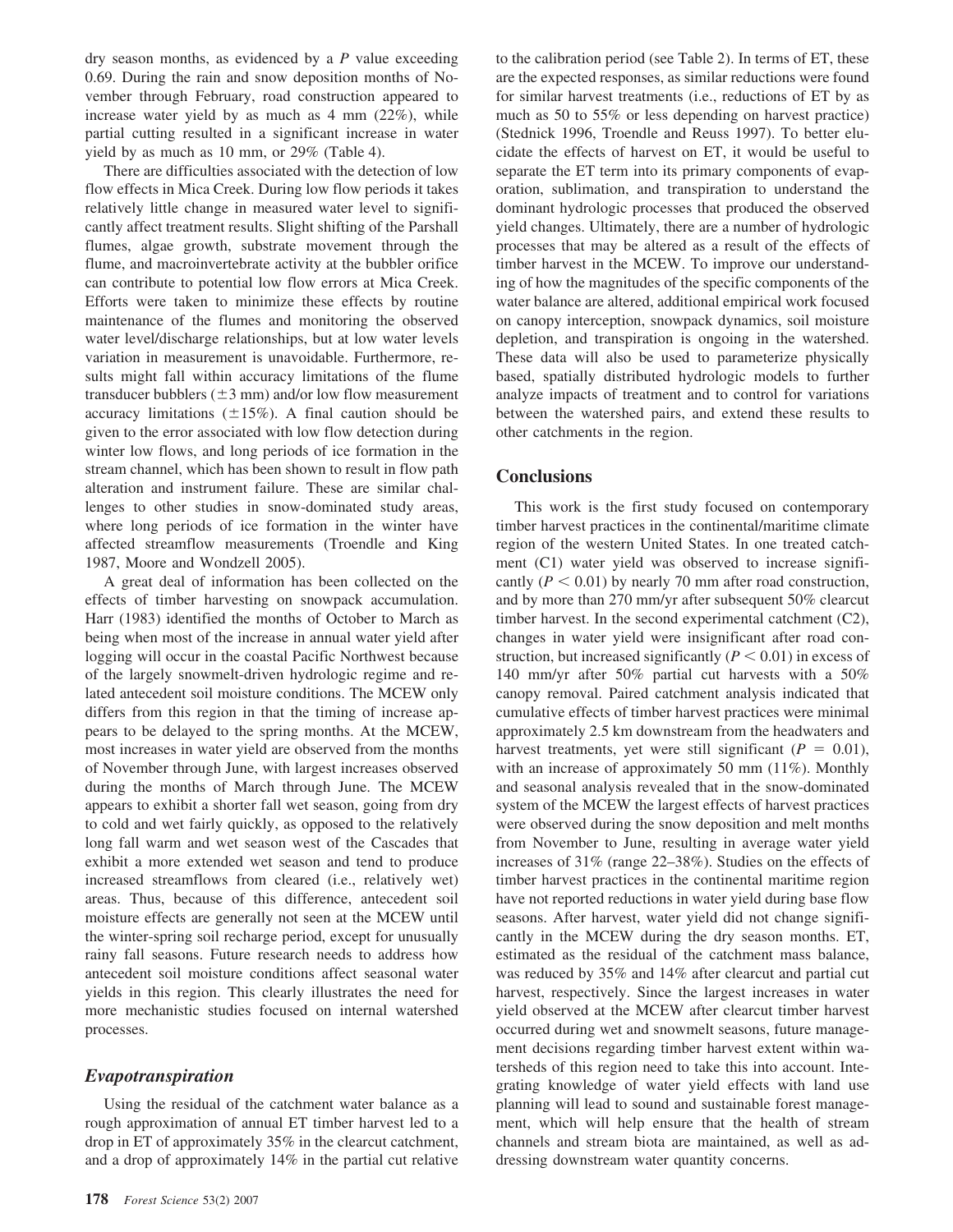dry season months, as evidenced by a $P$ value exceeding 0.69. During the rain and snow deposition months of November through February, road construction appeared to increase water yield by as much as 4 mm (22%), while partial cutting resulted in a significant increase in water yield by as much as 10 mm, or 29% (Table 4).

There are difficulties associated with the detection of low flow effects in Mica Creek. During low flow periods it takes relatively little change in measured water level to significantly affect treatment results. Slight shifting of the Parshall flumes, algae growth, substrate movement through the flume, and macroinvertebrate activity at the bubbler orifice can contribute to potential low flow errors at Mica Creek. Efforts were taken to minimize these effects by routine maintenance of the flumes and monitoring the observed water level/discharge relationships, but at low water levels variation in measurement is unavoidable. Furthermore, results might fall within accuracy limitations of the flume transducer bubblers ($\pm 3$ mm) and/or low flow measurement accuracy limitations ($\pm 15\%$). A final caution should be given to the error associated with low flow detection during winter low flows, and long periods of ice formation in the stream channel, which has been shown to result in flow path alteration and instrument failure. These are similar challenges to other studies in snow-dominated study areas, where long periods of ice formation in the winter have affected streamflow measurements (Troendle and King 1987, Moore and Wondzell 2005).

A great deal of information has been collected on the effects of timber harvesting on snowpack accumulation. Harr (1983) identified the months of October to March as being when most of the increase in annual water yield after logging will occur in the coastal Pacific Northwest because of the largely snowmelt-driven hydrologic regime and related antecedent soil moisture conditions. The MCEW only differs from this region in that the timing of increase appears to be delayed to the spring months. At the MCEW, most increases in water yield are observed from the months of November through June, with largest increases observed during the months of March through June. The MCEW appears to exhibit a shorter fall wet season, going from dry to cold and wet fairly quickly, as opposed to the relatively long fall warm and wet season west of the Cascades that exhibit a more extended wet season and tend to produce increased streamflows from cleared (i.e., relatively wet) areas. Thus, because of this difference, antecedent soil moisture effects are generally not seen at the MCEW until the winter-spring soil recharge period, except for unusually rainy fall seasons. Future research needs to address how antecedent soil moisture conditions affect seasonal water yields in this region. This clearly illustrates the need for more mechanistic studies focused on internal watershed processes.

### *Evapotranspiration*

Using the residual of the catchment water balance as a rough approximation of annual ET timber harvest led to a drop in ET of approximately 35% in the clearcut catchment, and a drop of approximately 14% in the partial cut relative to the calibration period (see Table 2). In terms of ET, these are the expected responses, as similar reductions were found for similar harvest treatments (i.e., reductions of ET by as much as 50 to 55% or less depending on harvest practice) (Stednick 1996, Troendle and Reuss 1997). To better elucidate the effects of harvest on ET, it would be useful to separate the ET term into its primary components of evaporation, sublimation, and transpiration to understand the dominant hydrologic processes that produced the observed yield changes. Ultimately, there are a number of hydrologic processes that may be altered as a result of the effects of timber harvest in the MCEW. To improve our understanding of how the magnitudes of the specific components of the water balance are altered, additional empirical work focused on canopy interception, snowpack dynamics, soil moisture depletion, and transpiration is ongoing in the watershed. These data will also be used to parameterize physically based, spatially distributed hydrologic models to further analyze impacts of treatment and to control for variations between the watershed pairs, and extend these results to other catchments in the region.

## Conclusions

This work is the first study focused on contemporary timber harvest practices in the continental/maritime climate region of the western United States. In one treated catchment (C1) water yield was observed to increase significantly ($P < 0.01$) by nearly 70 mm after road construction, and by more than 270 mm/yr after subsequent 50% clearcut timber harvest. In the second experimental catchment (C2), changes in water yield were insignificant after road construction, but increased significantly ($P < 0.01$) in excess of 140 mm/yr after 50% partial cut harvests with a 50% canopy removal. Paired catchment analysis indicated that cumulative effects of timber harvest practices were minimal approximately 2.5 km downstream from the headwaters and harvest treatments, yet were still significant ($P = 0.01$), with an increase of approximately 50 mm (11%). Monthly and seasonal analysis revealed that in the snow-dominated system of the MCEW the largest effects of harvest practices were observed during the snow deposition and melt months from November to June, resulting in average water yield increases of 31% (range 22–38%). Studies on the effects of timber harvest practices in the continental maritime region have not reported reductions in water yield during base flow seasons. After harvest, water yield did not change significantly in the MCEW during the dry season months. ET, estimated as the residual of the catchment mass balance, was reduced by 35% and 14% after clearcut and partial cut harvest, respectively. Since the largest increases in water yield observed at the MCEW after clearcut timber harvest occurred during wet and snowmelt seasons, future management decisions regarding timber harvest extent within watersheds of this region need to take this into account. Integrating knowledge of water yield effects with land use planning will lead to sound and sustainable forest management, which will help ensure that the health of stream channels and stream biota are maintained, as well as addressing downstream water quantity concerns.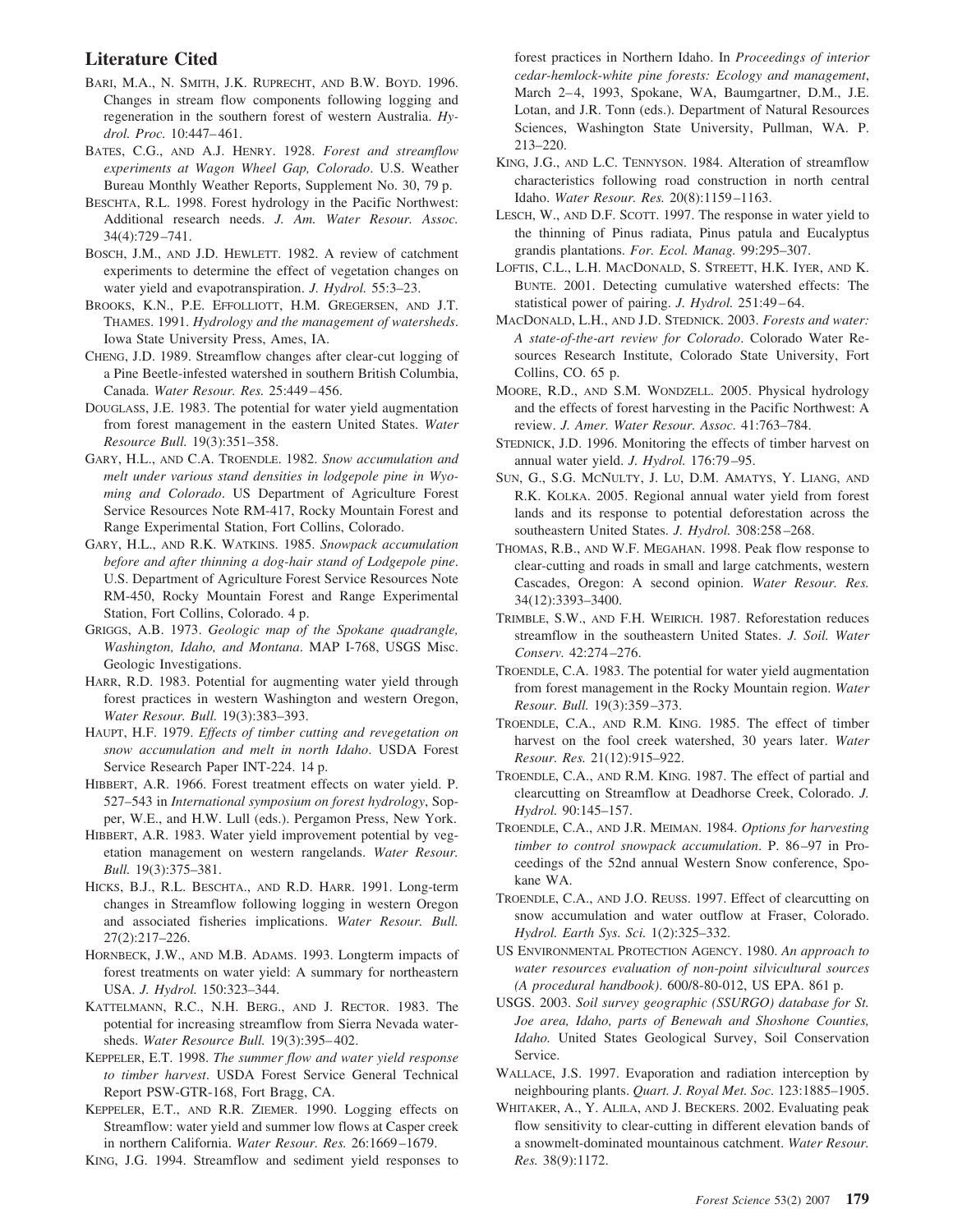## Literature Cited

BARI, M.A., N. SMITH, J.K. RUPRECHT, AND B.W. BOYD. 1996. Changes in stream flow components following logging and regeneration in the southern forest of western Australia. *Hydrol. Proc.* 10:447–461.

BATES, C.G., AND A.J. HENRY. 1928. *Forest and streamflow experiments at Wagon Wheel Gap, Colorado*. U.S. Weather Bureau Monthly Weather Reports, Supplement No. 30, 79 p.

BESCHTA, R.L. 1998. Forest hydrology in the Pacific Northwest: Additional research needs. *J. Am. Water Resour. Assoc.* 34(4):729–741.

BOSCH, J.M., AND J.D. HEWLETT. 1982. A review of catchment experiments to determine the effect of vegetation changes on water yield and evapotranspiration. *J. Hydrol.* 55:3–23.

BROOKS, K.N., P.E. EFFOLLIOTT, H.M. GREGERSEN, AND J.T. THAMES. 1991. *Hydrology and the management of watersheds*. Iowa State University Press, Ames, IA.

CHENG, J.D. 1989. Streamflow changes after clear-cut logging of a Pine Beetle-infested watershed in southern British Columbia, Canada. *Water Resour. Res.* 25:449–456.

DOUGLASS, J.E. 1983. The potential for water yield augmentation from forest management in the eastern United States. *Water Resource Bull.* 19(3):351–358.

GARY, H.L., AND C.A. TROENDLE. 1982. *Snow accumulation and melt under various stand densities in lodgepole pine in Wyoming and Colorado*. US Department of Agriculture Forest Service Resources Note RM-417, Rocky Mountain Forest and Range Experimental Station, Fort Collins, Colorado.

GARY, H.L., AND R.K. WATKINS. 1985. *Snowpack accumulation before and after thinning a dog-hair stand of Lodgepole pine*. U.S. Department of Agriculture Forest Service Resources Note RM-450, Rocky Mountain Forest and Range Experimental Station, Fort Collins, Colorado. 4 p.

GRIGGS, A.B. 1973. *Geologic map of the Spokane quadrangle, Washington, Idaho, and Montana*. MAP I-768, USGS Misc. Geologic Investigations.

HARR, R.D. 1983. Potential for augmenting water yield through forest practices in western Washington and western Oregon, *Water Resour. Bull.* 19(3):383–393.

HAUPT, H.F. 1979. *Effects of timber cutting and revegetation on snow accumulation and melt in north Idaho*. USDA Forest Service Research Paper INT-224. 14 p.

HIBBERT, A.R. 1966. Forest treatment effects on water yield. P. 527–543 in *International symposium on forest hydrology*, Sopper, W.E., and H.W. Lull (eds.). Pergamon Press, New York.

HIBBERT, A.R. 1983. Water yield improvement potential by vegetation management on western rangelands. *Water Resour. Bull.* 19(3):375–381.

HICKS, B.J., R.L. BESCHTA., AND R.D. HARR. 1991. Long-term changes in Streamflow following logging in western Oregon and associated fisheries implications. *Water Resour. Bull.* 27(2):217–226.

HORNBECK, J.W., AND M.B. ADAMS. 1993. Longterm impacts of forest treatments on water yield: A summary for northeastern USA. *J. Hydrol.* 150:323–344.

KATTELMANN, R.C., N.H. BERG., AND J. RECTOR. 1983. The potential for increasing streamflow from Sierra Nevada watersheds. *Water Resource Bull.* 19(3):395–402.

KEPPELER, E.T. 1998. *The summer flow and water yield response to timber harvest*. USDA Forest Service General Technical Report PSW-GTR-168, Fort Bragg, CA.

KEPPELER, E.T., AND R.R. ZIEMER. 1990. Logging effects on Streamflow: water yield and summer low flows at Casper creek in northern California. *Water Resour. Res.* 26:1669–1679.

KING, J.G. 1994. Streamflow and sediment yield responses to forest practices in Northern Idaho. In *Proceedings of interior cedar-hemlock-white pine forests: Ecology and management*, March 2–4, 1993, Spokane, WA, Baumgartner, D.M., J.E. Lotan, and J.R. Tonn (eds.). Department of Natural Resources Sciences, Washington State University, Pullman, WA. P. 213–220.

KING, J.G., AND L.C. TENNYSON. 1984. Alteration of streamflow characteristics following road construction in north central Idaho. *Water Resour. Res.* 20(8):1159–1163.

LESCH, W., AND D.F. SCOTT. 1997. The response in water yield to the thinning of Pinus radiata, Pinus patula and Eucalyptus grandis plantations. *For. Ecol. Manag.* 99:295–307.

LOFTIS, C.L., L.H. MACDONALD, S. STREETT, H.K. IYER, AND K. BUNTE. 2001. Detecting cumulative watershed effects: The statistical power of pairing. *J. Hydrol.* 251:49–64.

MACDONALD, L.H., AND J.D. STEDNICK. 2003. *Forests and water: A state-of-the-art review for Colorado*. Colorado Water Resources Research Institute, Colorado State University, Fort Collins, CO. 65 p.

MOORE, R.D., AND S.M. WONDZELL. 2005. Physical hydrology and the effects of forest harvesting in the Pacific Northwest: A review. *J. Amer. Water Resour. Assoc.* 41:763–784.

STEDNICK, J.D. 1996. Monitoring the effects of timber harvest on annual water yield. *J. Hydrol.* 176:79–95.

SUN, G., S.G. MCNULTY, J. LU, D.M. AMATYS, Y. LIANG, AND R.K. KOLKA. 2005. Regional annual water yield from forest lands and its response to potential deforestation across the southeastern United States. *J. Hydrol.* 308:258–268.

THOMAS, R.B., AND W.F. MEGAHAN. 1998. Peak flow response to clear-cutting and roads in small and large catchments, western Cascades, Oregon: A second opinion. *Water Resour. Res.* 34(12):3393–3400.

TRIMBLE, S.W., AND F.H. WEIRICH. 1987. Reforestation reduces streamflow in the southeastern United States. *J. Soil. Water Conserv.* 42:274–276.

TROENDLE, C.A. 1983. The potential for water yield augmentation from forest management in the Rocky Mountain region. *Water Resour. Bull.* 19(3):359–373.

TROENDLE, C.A., AND R.M. KING. 1985. The effect of timber harvest on the fool creek watershed, 30 years later. *Water Resour. Res.* 21(12):915–922.

TROENDLE, C.A., AND R.M. KING. 1987. The effect of partial and clearcutting on Streamflow at Deadhorse Creek, Colorado. *J. Hydrol.* 90:145–157.

TROENDLE, C.A., AND J.R. MEIMAN. 1984. *Options for harvesting timber to control snowpack accumulation*. P. 86–97 in Proceedings of the 52nd annual Western Snow conference, Spokane WA.

TROENDLE, C.A., AND J.O. REUSS. 1997. Effect of clearcutting on snow accumulation and water outflow at Fraser, Colorado. *Hydrol. Earth Sys. Sci.* 1(2):325–332.

US ENVIRONMENTAL PROTECTION AGENCY. 1980. *An approach to water resources evaluation of non-point silvicultural sources (A procedural handbook)*. 600/8-80-012, US EPA. 861 p.

USGS. 2003. *Soil survey geographic (SSURGO) database for St. Joe area, Idaho, parts of Benewah and Shoshone Counties, Idaho.* United States Geological Survey, Soil Conservation Service.

WALLACE, J.S. 1997. Evaporation and radiation interception by neighbouring plants. *Quart. J. Royal Met. Soc.* 123:1885–1905.

WHITAKER, A., Y. ALILA, AND J. BECKERS. 2002. Evaluating peak flow sensitivity to clear-cutting in different elevation bands of a snowmelt-dominated mountainous catchment. *Water Resour. Res.* 38(9):1172.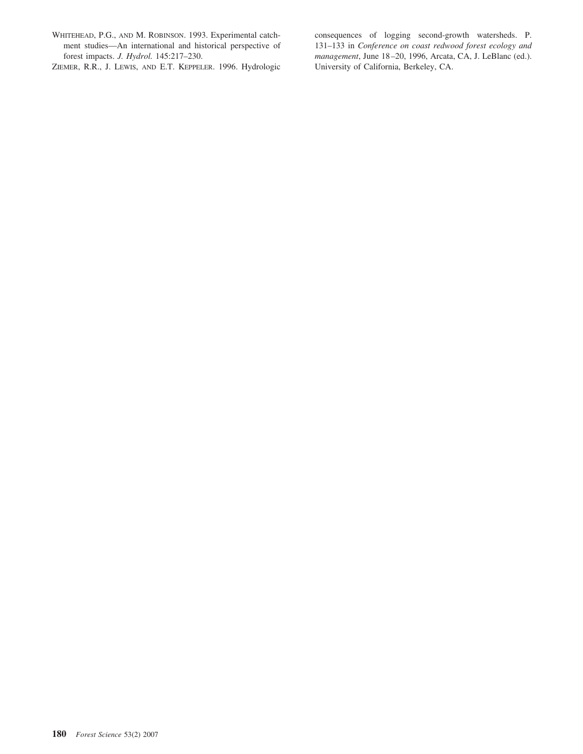WHITEHEAD, P.G., AND M. ROBINSON. 1993. Experimental catchment studies—An international and historical perspective of forest impacts. *J. Hydrol.* 145:217–230.

ZIEMER, R.R., J. LEWIS, AND E.T. KEPPELER. 1996. Hydrologic consequences of logging second-growth watersheds. P. 131–133 in *Conference on coast redwood forest ecology and management*, June 18–20, 1996, Arcata, CA, J. LeBlanc (ed.). University of California, Berkeley, CA.